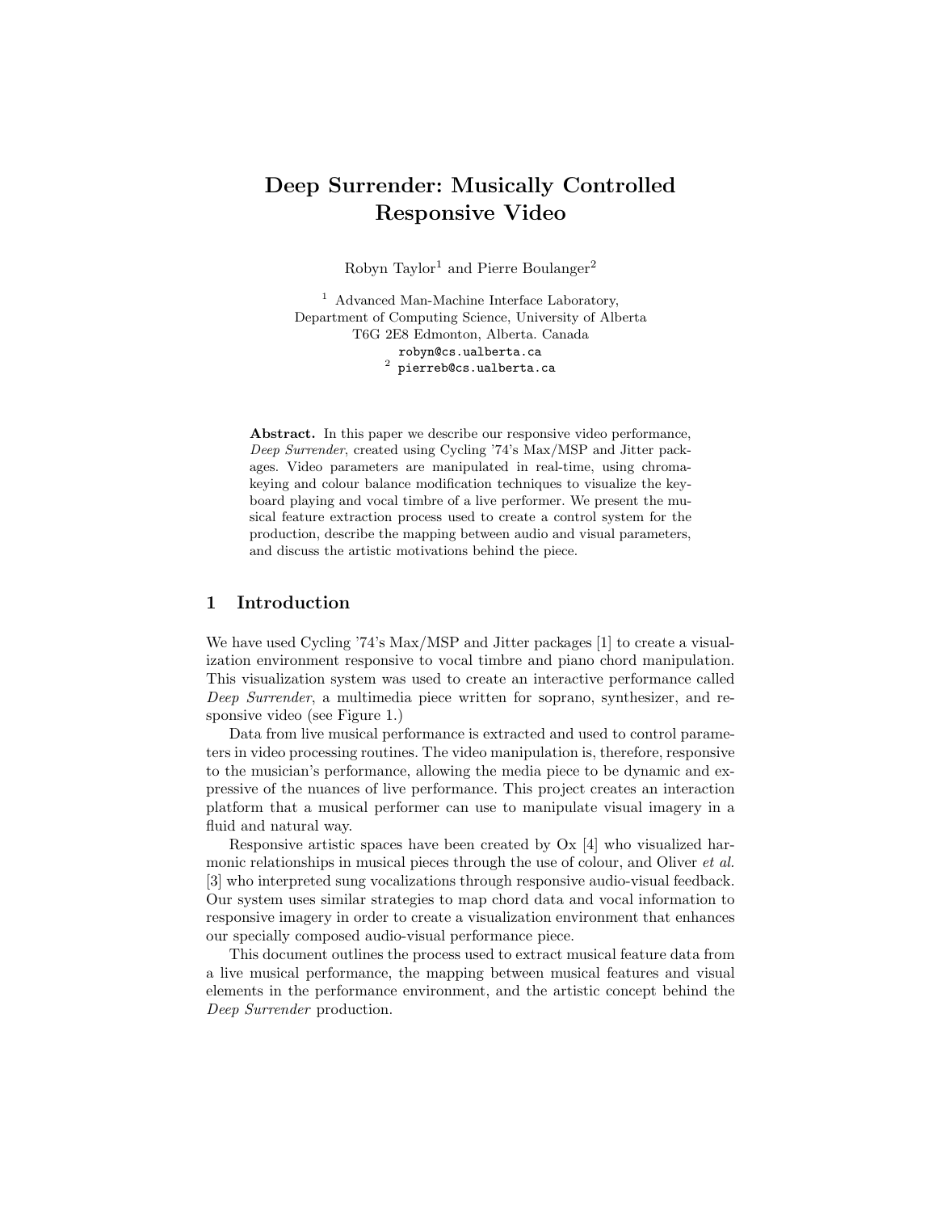# Deep Surrender: Musically Controlled Responsive Video

Robyn Taylor[1] and Pierre Boulanger[2]

[1] Advanced Man-Machine Interface Laboratory,
Department of Computing Science, University of Alberta
T6G 2E8 Edmonton, Alberta. Canada
robyn@cs.ualberta.ca
[2] pierreb@cs.ualberta.ca

**Abstract.** In this paper we describe our responsive video performance, *Deep Surrender*, created using Cycling '74's Max/MSP and Jitter packages. Video parameters are manipulated in real-time, using chroma-keying and colour balance modification techniques to visualize the keyboard playing and vocal timbre of a live performer. We present the musical feature extraction process used to create a control system for the production, describe the mapping between audio and visual parameters, and discuss the artistic motivations behind the piece.

## 1 Introduction

We have used Cycling '74's Max/MSP and Jitter packages [1] to create a visualization environment responsive to vocal timbre and piano chord manipulation. This visualization system was used to create an interactive performance called *Deep Surrender*, a multimedia piece written for soprano, synthesizer, and responsive video (see Figure 1.)

Data from live musical performance is extracted and used to control parameters in video processing routines. The video manipulation is, therefore, responsive to the musician's performance, allowing the media piece to be dynamic and expressive of the nuances of live performance. This project creates an interaction platform that a musical performer can use to manipulate visual imagery in a fluid and natural way.

Responsive artistic spaces have been created by Ox [4] who visualized harmonic relationships in musical pieces through the use of colour, and Oliver *et al.* [3] who interpreted sung vocalizations through responsive audio-visual feedback. Our system uses similar strategies to map chord data and vocal information to responsive imagery in order to create a visualization environment that enhances our specially composed audio-visual performance piece.

This document outlines the process used to extract musical feature data from a live musical performance, the mapping between musical features and visual elements in the performance environment, and the artistic concept behind the *Deep Surrender* production.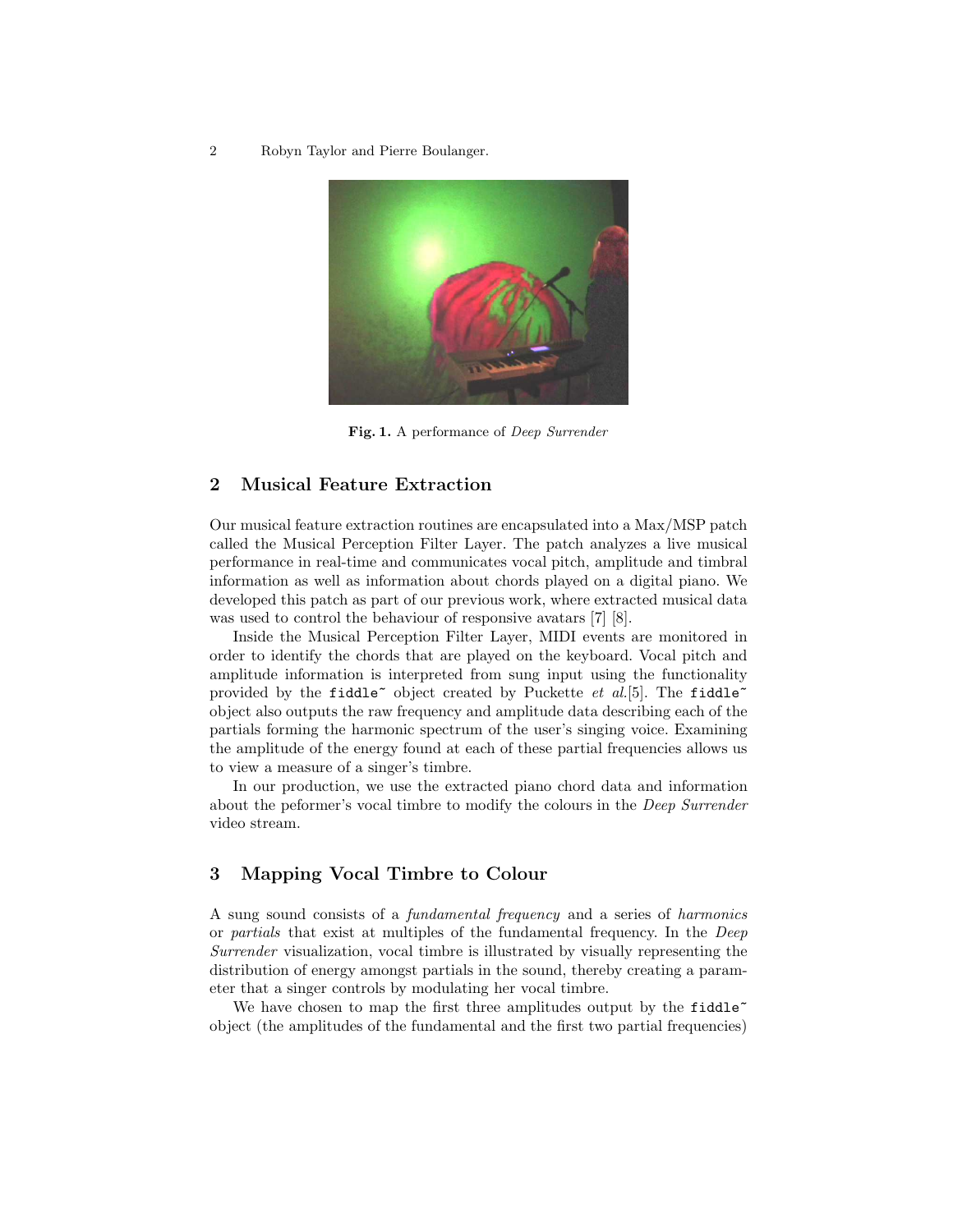Fig. 1. A performance of *Deep Surrender*

## 2 Musical Feature Extraction

Our musical feature extraction routines are encapsulated into a Max/MSP patch called the Musical Perception Filter Layer. The patch analyzes a live musical performance in real-time and communicates vocal pitch, amplitude and timbral information as well as information about chords played on a digital piano. We developed this patch as part of our previous work, where extracted musical data was used to control the behaviour of responsive avatars [7] [8].

Inside the Musical Perception Filter Layer, MIDI events are monitored in order to identify the chords that are played on the keyboard. Vocal pitch and amplitude information is interpreted from sung input using the functionality provided by the `fiddle~` object created by Puckette *et al.*[5]. The `fiddle~` object also outputs the raw frequency and amplitude data describing each of the partials forming the harmonic spectrum of the user's singing voice. Examining the amplitude of the energy found at each of these partial frequencies allows us to view a measure of a singer's timbre.

In our production, we use the extracted piano chord data and information about the peformer's vocal timbre to modify the colours in the *Deep Surrender* video stream.

## 3 Mapping Vocal Timbre to Colour

A sung sound consists of a *fundamental frequency* and a series of *harmonics* or *partials* that exist at multiples of the fundamental frequency. In the *Deep Surrender* visualization, vocal timbre is illustrated by visually representing the distribution of energy amongst partials in the sound, thereby creating a parameter that a singer controls by modulating her vocal timbre.

We have chosen to map the first three amplitudes output by the `fiddle~` object (the amplitudes of the fundamental and the first two partial frequencies)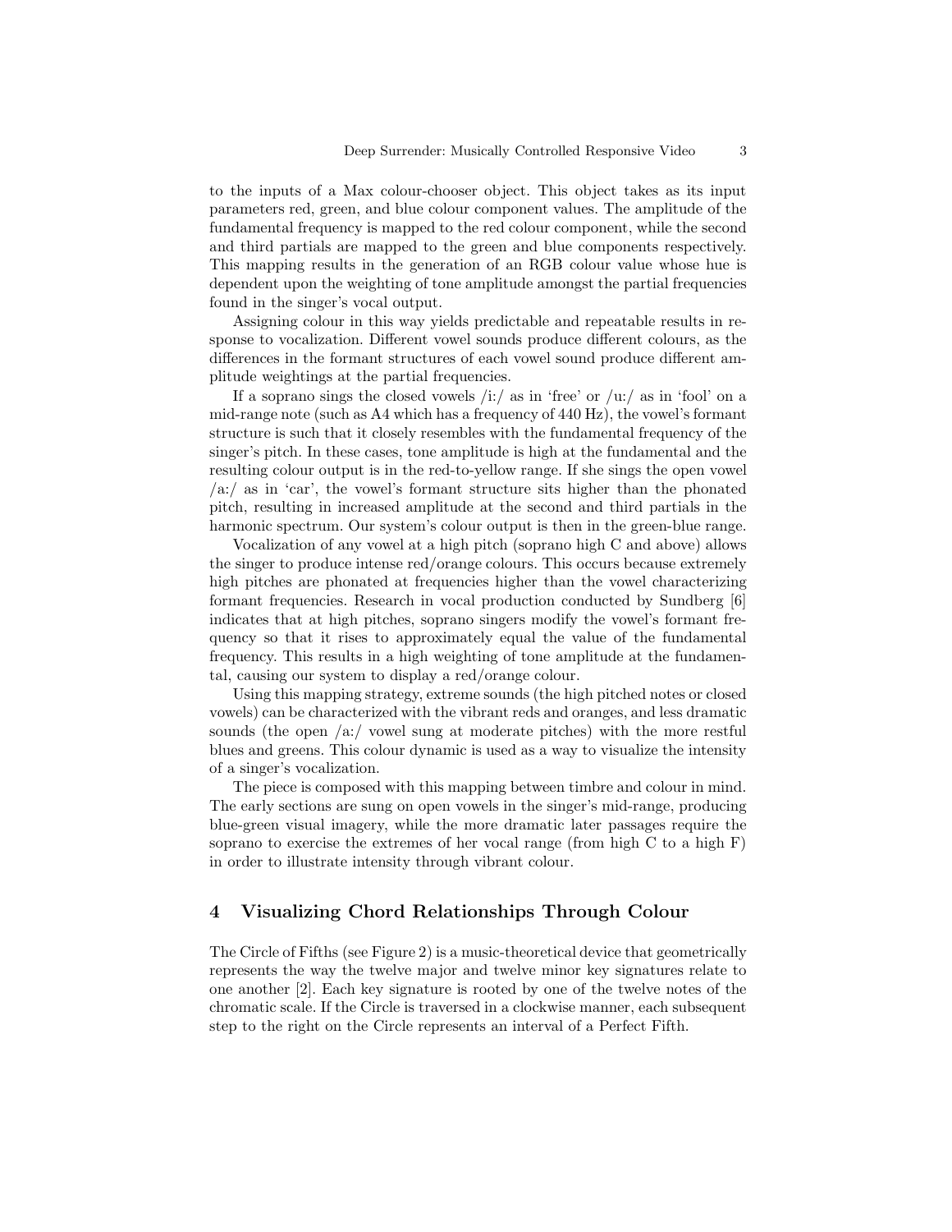to the inputs of a Max colour-chooser object. This object takes as its input parameters red, green, and blue colour component values. The amplitude of the fundamental frequency is mapped to the red colour component, while the second and third partials are mapped to the green and blue components respectively. This mapping results in the generation of an RGB colour value whose hue is dependent upon the weighting of tone amplitude amongst the partial frequencies found in the singer's vocal output.

Assigning colour in this way yields predictable and repeatable results in response to vocalization. Different vowel sounds produce different colours, as the differences in the formant structures of each vowel sound produce different amplitude weightings at the partial frequencies.

If a soprano sings the closed vowels /i:/ as in 'free' or /u:/ as in 'fool' on a mid-range note (such as A4 which has a frequency of 440 Hz), the vowel's formant structure is such that it closely resembles with the fundamental frequency of the singer's pitch. In these cases, tone amplitude is high at the fundamental and the resulting colour output is in the red-to-yellow range. If she sings the open vowel /a:/ as in 'car', the vowel's formant structure sits higher than the phonated pitch, resulting in increased amplitude at the second and third partials in the harmonic spectrum. Our system's colour output is then in the green-blue range.

Vocalization of any vowel at a high pitch (soprano high C and above) allows the singer to produce intense red/orange colours. This occurs because extremely high pitches are phonated at frequencies higher than the vowel characterizing formant frequencies. Research in vocal production conducted by Sundberg [6] indicates that at high pitches, soprano singers modify the vowel's formant frequency so that it rises to approximately equal the value of the fundamental frequency. This results in a high weighting of tone amplitude at the fundamental, causing our system to display a red/orange colour.

Using this mapping strategy, extreme sounds (the high pitched notes or closed vowels) can be characterized with the vibrant reds and oranges, and less dramatic sounds (the open /a:/ vowel sung at moderate pitches) with the more restful blues and greens. This colour dynamic is used as a way to visualize the intensity of a singer's vocalization.

The piece is composed with this mapping between timbre and colour in mind. The early sections are sung on open vowels in the singer's mid-range, producing blue-green visual imagery, while the more dramatic later passages require the soprano to exercise the extremes of her vocal range (from high C to a high F) in order to illustrate intensity through vibrant colour.

## 4 Visualizing Chord Relationships Through Colour

The Circle of Fifths (see Figure 2) is a music-theoretical device that geometrically represents the way the twelve major and twelve minor key signatures relate to one another [2]. Each key signature is rooted by one of the twelve notes of the chromatic scale. If the Circle is traversed in a clockwise manner, each subsequent step to the right on the Circle represents an interval of a Perfect Fifth.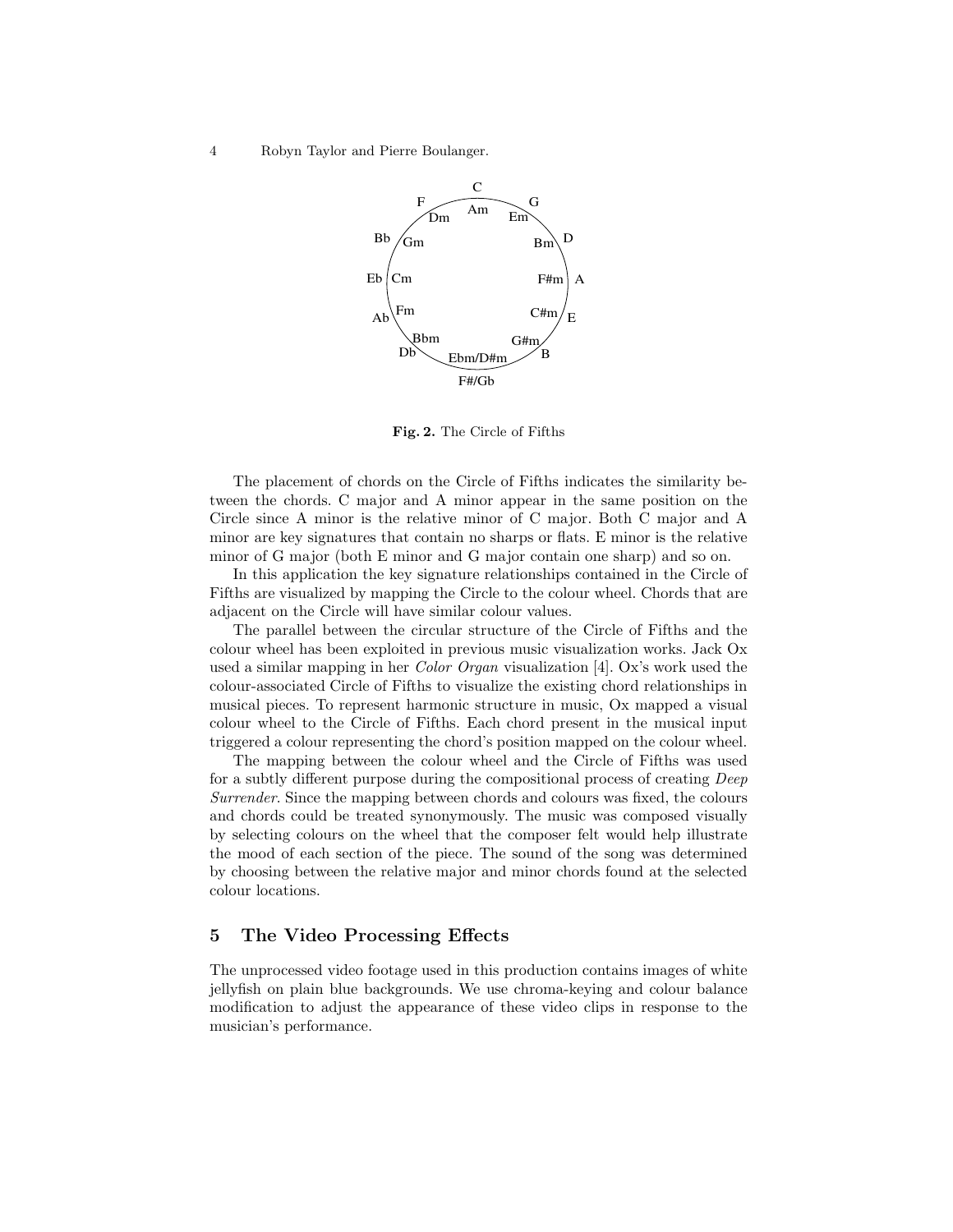**Fig. 2.** The Circle of Fifths

The placement of chords on the Circle of Fifths indicates the similarity between the chords. C major and A minor appear in the same position on the Circle since A minor is the relative minor of C major. Both C major and A minor are key signatures that contain no sharps or flats. E minor is the relative minor of G major (both E minor and G major contain one sharp) and so on.

In this application the key signature relationships contained in the Circle of Fifths are visualized by mapping the Circle to the colour wheel. Chords that are adjacent on the Circle will have similar colour values.

The parallel between the circular structure of the Circle of Fifths and the colour wheel has been exploited in previous music visualization works. Jack Ox used a similar mapping in her *Color Organ* visualization [4]. Ox's work used the colour-associated Circle of Fifths to visualize the existing chord relationships in musical pieces. To represent harmonic structure in music, Ox mapped a visual colour wheel to the Circle of Fifths. Each chord present in the musical input triggered a colour representing the chord's position mapped on the colour wheel.

The mapping between the colour wheel and the Circle of Fifths was used for a subtly different purpose during the compositional process of creating *Deep Surrender*. Since the mapping between chords and colours was fixed, the colours and chords could be treated synonymously. The music was composed visually by selecting colours on the wheel that the composer felt would help illustrate the mood of each section of the piece. The sound of the song was determined by choosing between the relative major and minor chords found at the selected colour locations.

## 5 The Video Processing Effects

The unprocessed video footage used in this production contains images of white jellyfish on plain blue backgrounds. We use chroma-keying and colour balance modification to adjust the appearance of these video clips in response to the musician's performance.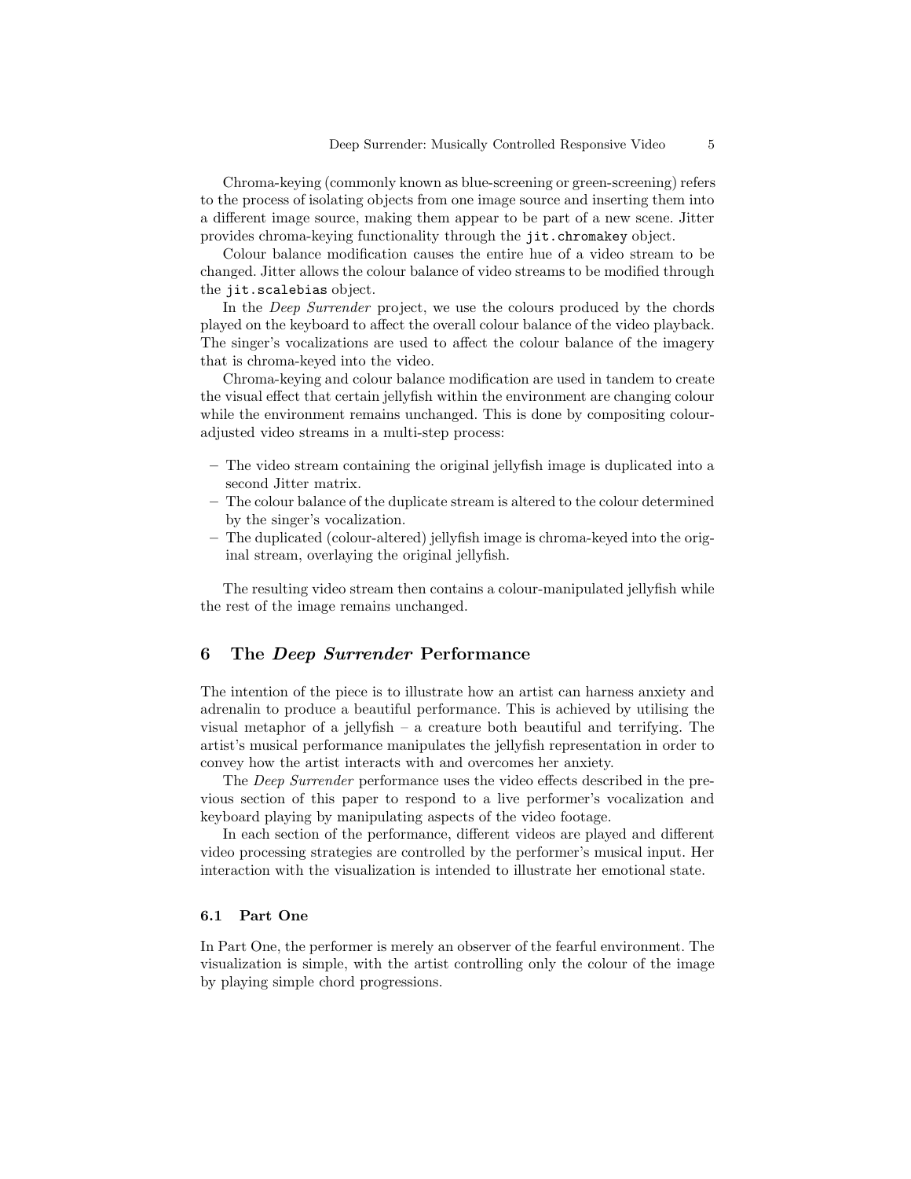Chroma-keying (commonly known as blue-screening or green-screening) refers to the process of isolating objects from one image source and inserting them into a different image source, making them appear to be part of a new scene. Jitter provides chroma-keying functionality through the `jit.chromakey` object.

Colour balance modification causes the entire hue of a video stream to be changed. Jitter allows the colour balance of video streams to be modified through the `jit.scalebias` object.

In the *Deep Surrender* project, we use the colours produced by the chords played on the keyboard to affect the overall colour balance of the video playback. The singer's vocalizations are used to affect the colour balance of the imagery that is chroma-keyed into the video.

Chroma-keying and colour balance modification are used in tandem to create the visual effect that certain jellyfish within the environment are changing colour while the environment remains unchanged. This is done by compositing colour-adjusted video streams in a multi-step process:

- The video stream containing the original jellyfish image is duplicated into a second Jitter matrix.
- The colour balance of the duplicate stream is altered to the colour determined by the singer's vocalization.
- The duplicated (colour-altered) jellyfish image is chroma-keyed into the original stream, overlaying the original jellyfish.

The resulting video stream then contains a colour-manipulated jellyfish while the rest of the image remains unchanged.

## 6 The *Deep Surrender* Performance

The intention of the piece is to illustrate how an artist can harness anxiety and adrenalin to produce a beautiful performance. This is achieved by utilising the visual metaphor of a jellyfish – a creature both beautiful and terrifying. The artist's musical performance manipulates the jellyfish representation in order to convey how the artist interacts with and overcomes her anxiety.

The *Deep Surrender* performance uses the video effects described in the previous section of this paper to respond to a live performer's vocalization and keyboard playing by manipulating aspects of the video footage.

In each section of the performance, different videos are played and different video processing strategies are controlled by the performer's musical input. Her interaction with the visualization is intended to illustrate her emotional state.

### 6.1 Part One

In Part One, the performer is merely an observer of the fearful environment. The visualization is simple, with the artist controlling only the colour of the image by playing simple chord progressions.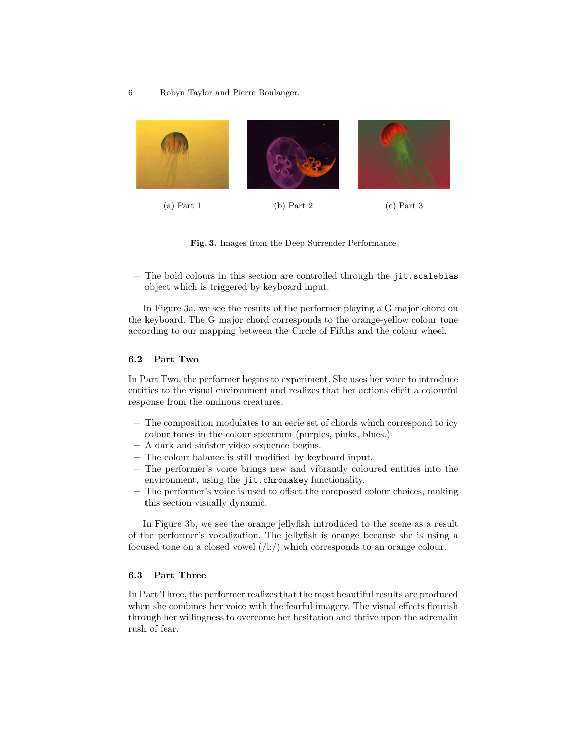(a) Part 1

(b) Part 2

(c) Part 3

**Fig. 3.** Images from the Deep Surrender Performance

– The bold colours in this section are controlled through the `jit.scalebias` object which is triggered by keyboard input.

In Figure 3a, we see the results of the performer playing a G major chord on the keyboard. The G major chord corresponds to the orange-yellow colour tone according to our mapping between the Circle of Fifths and the colour wheel.

### 6.2 Part Two

In Part Two, the performer begins to experiment. She uses her voice to introduce entities to the visual environment and realizes that her actions elicit a colourful response from the ominous creatures.

– The composition modulates to an eerie set of chords which correspond to icy colour tones in the colour spectrum (purples, pinks, blues.)
– A dark and sinister video sequence begins.
– The colour balance is still modified by keyboard input.
– The performer's voice brings new and vibrantly coloured entities into the environment, using the `jit.chromakey` functionality.
– The performer's voice is used to offset the composed colour choices, making this section visually dynamic.

In Figure 3b, we see the orange jellyfish introduced to the scene as a result of the performer's vocalization. The jellyfish is orange because she is using a focused tone on a closed vowel (/i:/) which corresponds to an orange colour.

### 6.3 Part Three

In Part Three, the performer realizes that the most beautiful results are produced when she combines her voice with the fearful imagery. The visual effects flourish through her willingness to overcome her hesitation and thrive upon the adrenalin rush of fear.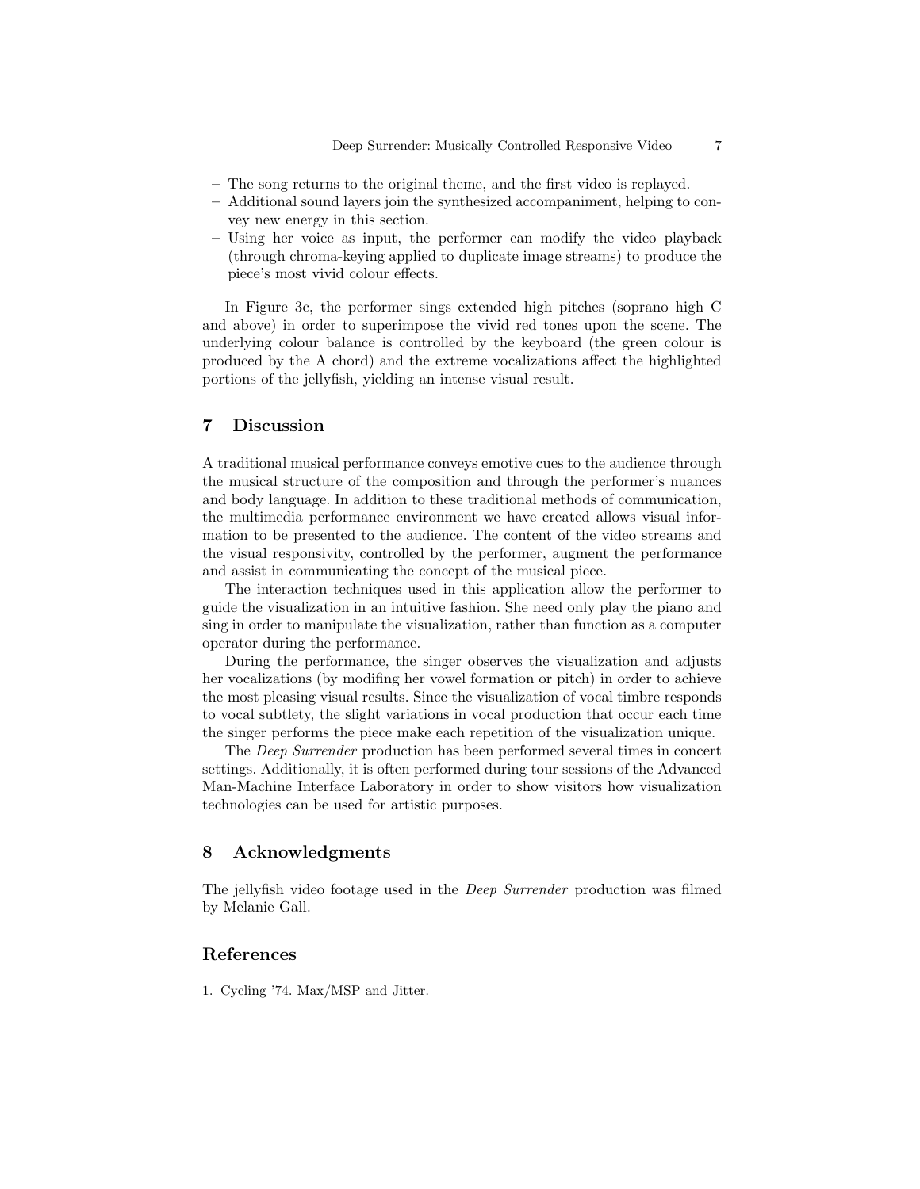- The song returns to the original theme, and the first video is replayed.
- Additional sound layers join the synthesized accompaniment, helping to convey new energy in this section.
- Using her voice as input, the performer can modify the video playback (through chroma-keying applied to duplicate image streams) to produce the piece's most vivid colour effects.

In Figure 3c, the performer sings extended high pitches (soprano high C and above) in order to superimpose the vivid red tones upon the scene. The underlying colour balance is controlled by the keyboard (the green colour is produced by the A chord) and the extreme vocalizations affect the highlighted portions of the jellyfish, yielding an intense visual result.

## 7 Discussion

A traditional musical performance conveys emotive cues to the audience through the musical structure of the composition and through the performer's nuances and body language. In addition to these traditional methods of communication, the multimedia performance environment we have created allows visual information to be presented to the audience. The content of the video streams and the visual responsivity, controlled by the performer, augment the performance and assist in communicating the concept of the musical piece.

The interaction techniques used in this application allow the performer to guide the visualization in an intuitive fashion. She need only play the piano and sing in order to manipulate the visualization, rather than function as a computer operator during the performance.

During the performance, the singer observes the visualization and adjusts her vocalizations (by modifing her vowel formation or pitch) in order to achieve the most pleasing visual results. Since the visualization of vocal timbre responds to vocal subtlety, the slight variations in vocal production that occur each time the singer performs the piece make each repetition of the visualization unique.

The *Deep Surrender* production has been performed several times in concert settings. Additionally, it is often performed during tour sessions of the Advanced Man-Machine Interface Laboratory in order to show visitors how visualization technologies can be used for artistic purposes.

## 8 Acknowledgments

The jellyfish video footage used in the *Deep Surrender* production was filmed by Melanie Gall.

## References

1. Cycling '74. Max/MSP and Jitter.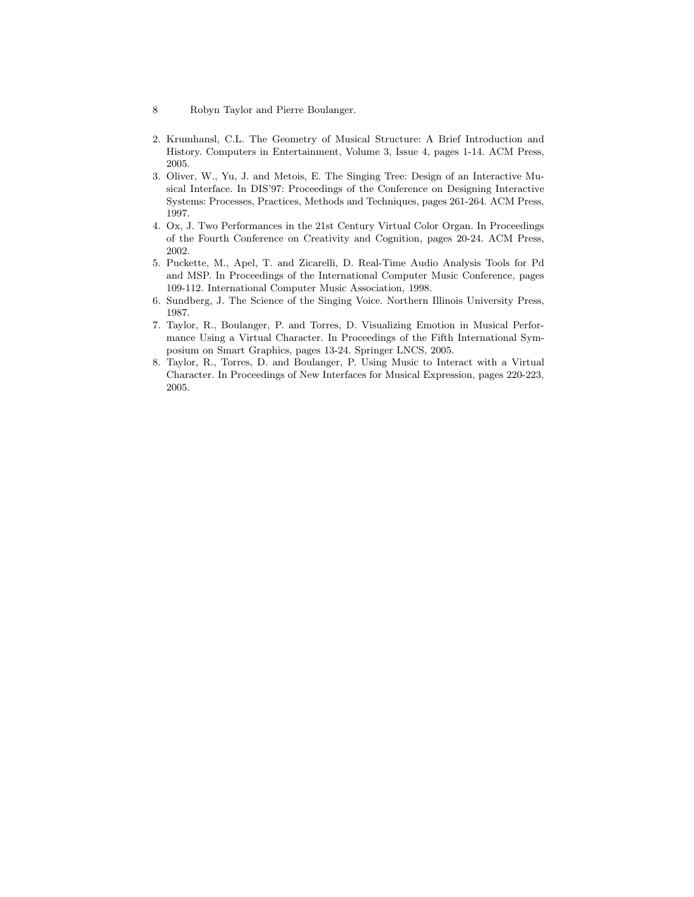2. Krumhansl, C.L. The Geometry of Musical Structure: A Brief Introduction and History. Computers in Entertainment, Volume 3, Issue 4, pages 1-14. ACM Press, 2005.
3. Oliver, W., Yu, J. and Metois, E. The Singing Tree: Design of an Interactive Musical Interface. In DIS'97: Proceedings of the Conference on Designing Interactive Systems: Processes, Practices, Methods and Techniques, pages 261-264. ACM Press, 1997.
4. Ox, J. Two Performances in the 21st Century Virtual Color Organ. In Proceedings of the Fourth Conference on Creativity and Cognition, pages 20-24. ACM Press, 2002.
5. Puckette, M., Apel, T. and Zicarelli, D. Real-Time Audio Analysis Tools for Pd and MSP. In Proceedings of the International Computer Music Conference, pages 109-112. International Computer Music Association, 1998.
6. Sundberg, J. The Science of the Singing Voice. Northern Illinois University Press, 1987.
7. Taylor, R., Boulanger, P. and Torres, D. Visualizing Emotion in Musical Performance Using a Virtual Character. In Proceedings of the Fifth International Symposium on Smart Graphics, pages 13-24. Springer LNCS, 2005.
8. Taylor, R., Torres, D. and Boulanger, P. Using Music to Interact with a Virtual Character. In Proceedings of New Interfaces for Musical Expression, pages 220-223, 2005.